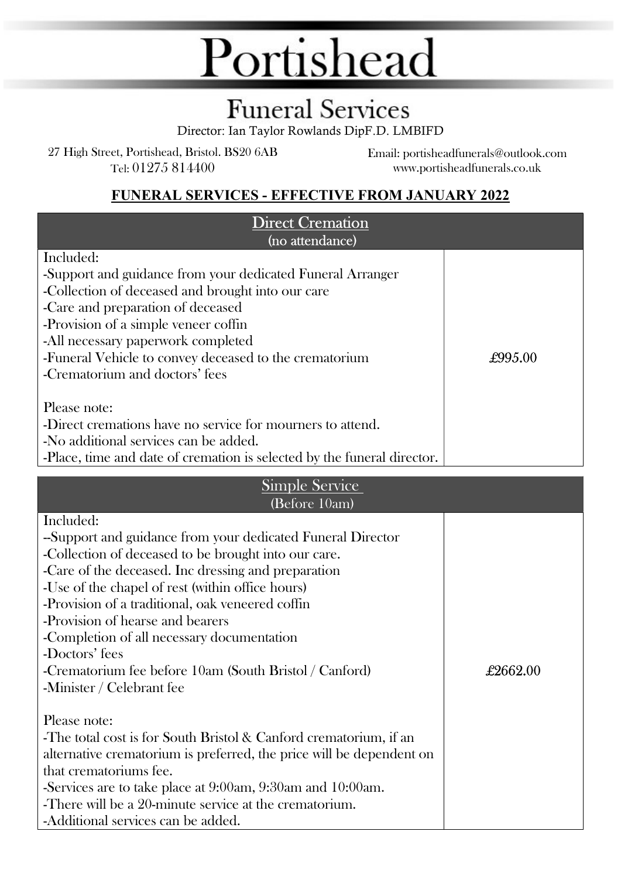# Portishead

## Funeral Services

Director: Ian Taylor Rowlands DipF.D. LMBIFD

27 High Street, Portishead, Bristol. BS20 6AB
Tel: 01275 814400

Email: portisheadfunerals@outlook.com
www.portisheadfunerals.co.uk

**FUNERAL SERVICES - EFFECTIVE FROM JANUARY 2022**

| Direct Cremation (no attendance) | |
|---|---|
| Included:<br>-Support and guidance from your dedicated Funeral Arranger<br>-Collection of deceased and brought into our care<br>-Care and preparation of deceased<br>-Provision of a simple veneer coffin<br>-All necessary paperwork completed<br>-Funeral Vehicle to convey deceased to the crematorium<br>-Crematorium and doctors' fees<br><br>Please note:<br>-Direct cremations have no service for mourners to attend.<br>-No additional services can be added.<br>-Place, time and date of cremation is selected by the funeral director. | £995.00 |

| Simple Service (Before 10am) | |
|---|---|
| Included:<br>--Support and guidance from your dedicated Funeral Director<br>-Collection of deceased to be brought into our care.<br>-Care of the deceased. Inc dressing and preparation<br>-Use of the chapel of rest (within office hours)<br>-Provision of a traditional, oak veneered coffin<br>-Provision of hearse and bearers<br>-Completion of all necessary documentation<br>-Doctors' fees<br>-Crematorium fee before 10am (South Bristol / Canford)<br>-Minister / Celebrant fee<br><br>Please note:<br>-The total cost is for South Bristol & Canford crematorium, if an alternative crematorium is preferred, the price will be dependent on that crematoriums fee.<br>-Services are to take place at 9:00am, 9:30am and 10:00am.<br>-There will be a 20-minute service at the crematorium.<br>-Additional services can be added. | £2662.00 |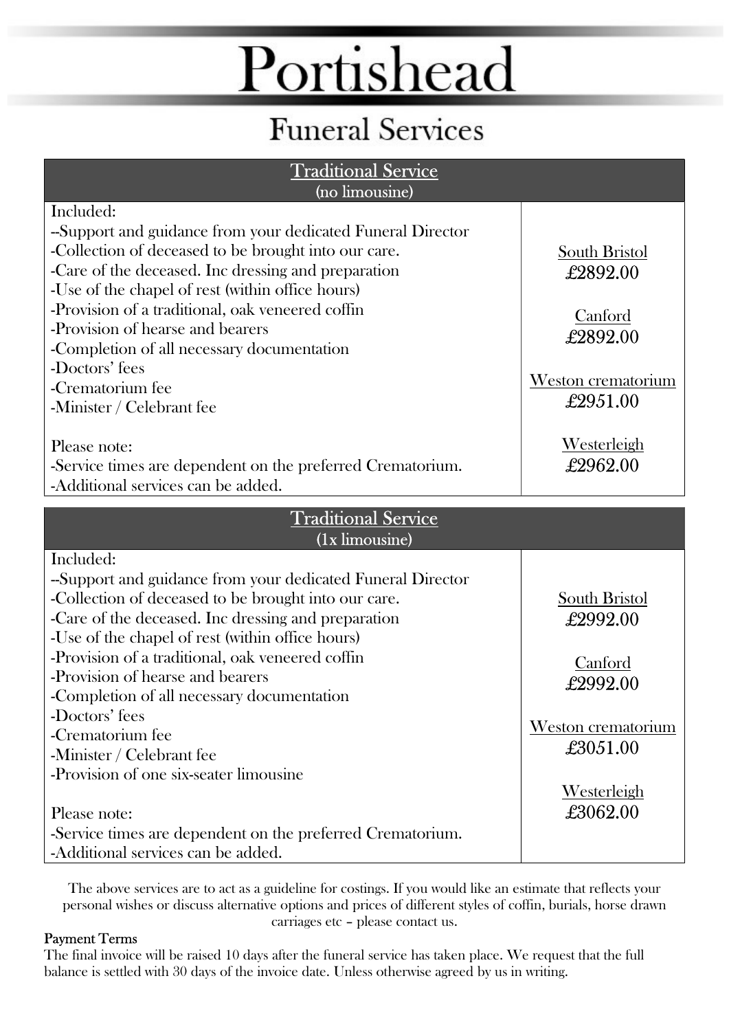# Portishead

## Funeral Services

| Traditional Service (no limousine) | |
|---|---|
| Included:<br>--Support and guidance from your dedicated Funeral Director<br>-Collection of deceased to be brought into our care.<br>-Care of the deceased. Inc dressing and preparation<br>-Use of the chapel of rest (within office hours)<br>-Provision of a traditional, oak veneered coffin<br>-Provision of hearse and bearers<br>-Completion of all necessary documentation<br>-Doctors' fees<br>-Crematorium fee<br>-Minister / Celebrant fee<br><br>Please note:<br>-Service times are dependent on the preferred Crematorium.<br>-Additional services can be added. | South Bristol<br>£2892.00<br><br>Canford<br>£2892.00<br><br>Weston crematorium<br>£2951.00<br><br>Westerleigh<br>£2962.00 |

| Traditional Service (1x limousine) | |
|---|---|
| Included:<br>--Support and guidance from your dedicated Funeral Director<br>-Collection of deceased to be brought into our care.<br>-Care of the deceased. Inc dressing and preparation<br>-Use of the chapel of rest (within office hours)<br>-Provision of a traditional, oak veneered coffin<br>-Provision of hearse and bearers<br>-Completion of all necessary documentation<br>-Doctors' fees<br>-Crematorium fee<br>-Minister / Celebrant fee<br>-Provision of one six-seater limousine<br><br>Please note:<br>-Service times are dependent on the preferred Crematorium.<br>-Additional services can be added. | South Bristol<br>£2992.00<br><br>Canford<br>£2992.00<br><br>Weston crematorium<br>£3051.00<br><br>Westerleigh<br>£3062.00 |

The above services are to act as a guideline for costings. If you would like an estimate that reflects your personal wishes or discuss alternative options and prices of different styles of coffin, burials, horse drawn carriages etc – please contact us.

**Payment Terms**

The final invoice will be raised 10 days after the funeral service has taken place. We request that the full balance is settled with 30 days of the invoice date. Unless otherwise agreed by us in writing.